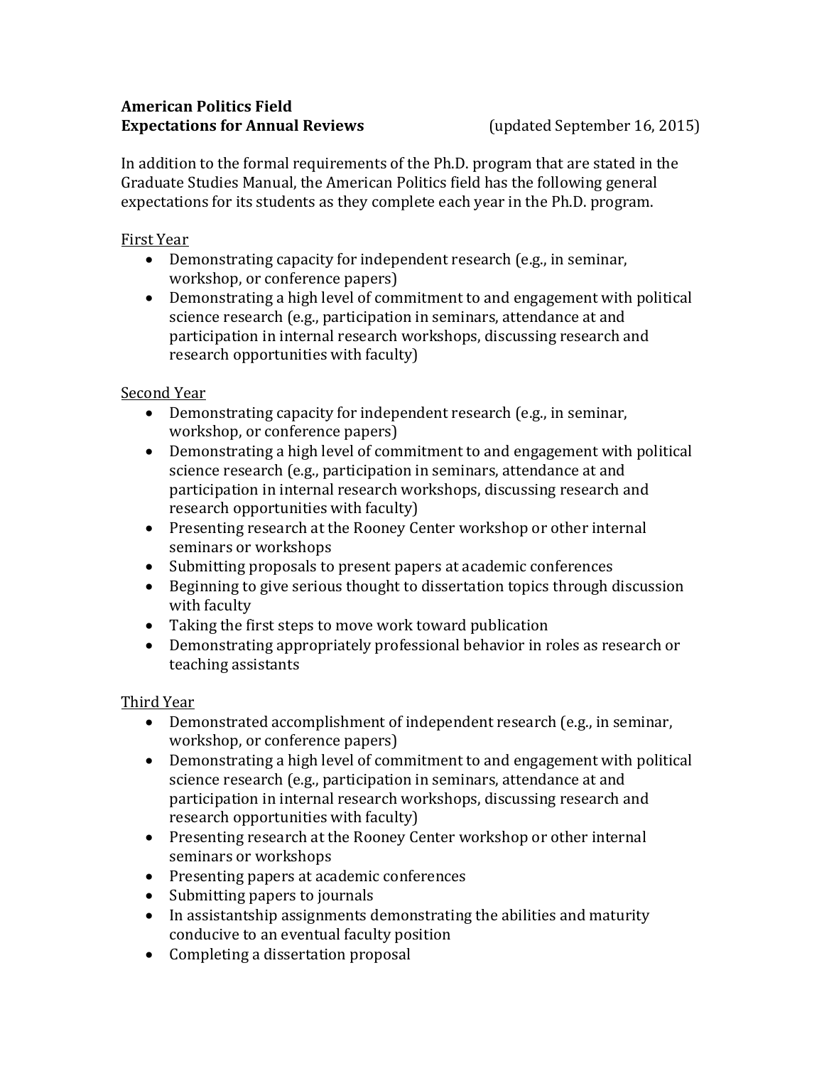**American Politics Field**
**Expectations for Annual Reviews** (updated September 16, 2015)

In addition to the formal requirements of the Ph.D. program that are stated in the Graduate Studies Manual, the American Politics field has the following general expectations for its students as they complete each year in the Ph.D. program.

<u>First Year</u>

- Demonstrating capacity for independent research (e.g., in seminar, workshop, or conference papers)
- Demonstrating a high level of commitment to and engagement with political science research (e.g., participation in seminars, attendance at and participation in internal research workshops, discussing research and research opportunities with faculty)

<u>Second Year</u>

- Demonstrating capacity for independent research (e.g., in seminar, workshop, or conference papers)
- Demonstrating a high level of commitment to and engagement with political science research (e.g., participation in seminars, attendance at and participation in internal research workshops, discussing research and research opportunities with faculty)
- Presenting research at the Rooney Center workshop or other internal seminars or workshops
- Submitting proposals to present papers at academic conferences
- Beginning to give serious thought to dissertation topics through discussion with faculty
- Taking the first steps to move work toward publication
- Demonstrating appropriately professional behavior in roles as research or teaching assistants

<u>Third Year</u>

- Demonstrated accomplishment of independent research (e.g., in seminar, workshop, or conference papers)
- Demonstrating a high level of commitment to and engagement with political science research (e.g., participation in seminars, attendance at and participation in internal research workshops, discussing research and research opportunities with faculty)
- Presenting research at the Rooney Center workshop or other internal seminars or workshops
- Presenting papers at academic conferences
- Submitting papers to journals
- In assistantship assignments demonstrating the abilities and maturity conducive to an eventual faculty position
- Completing a dissertation proposal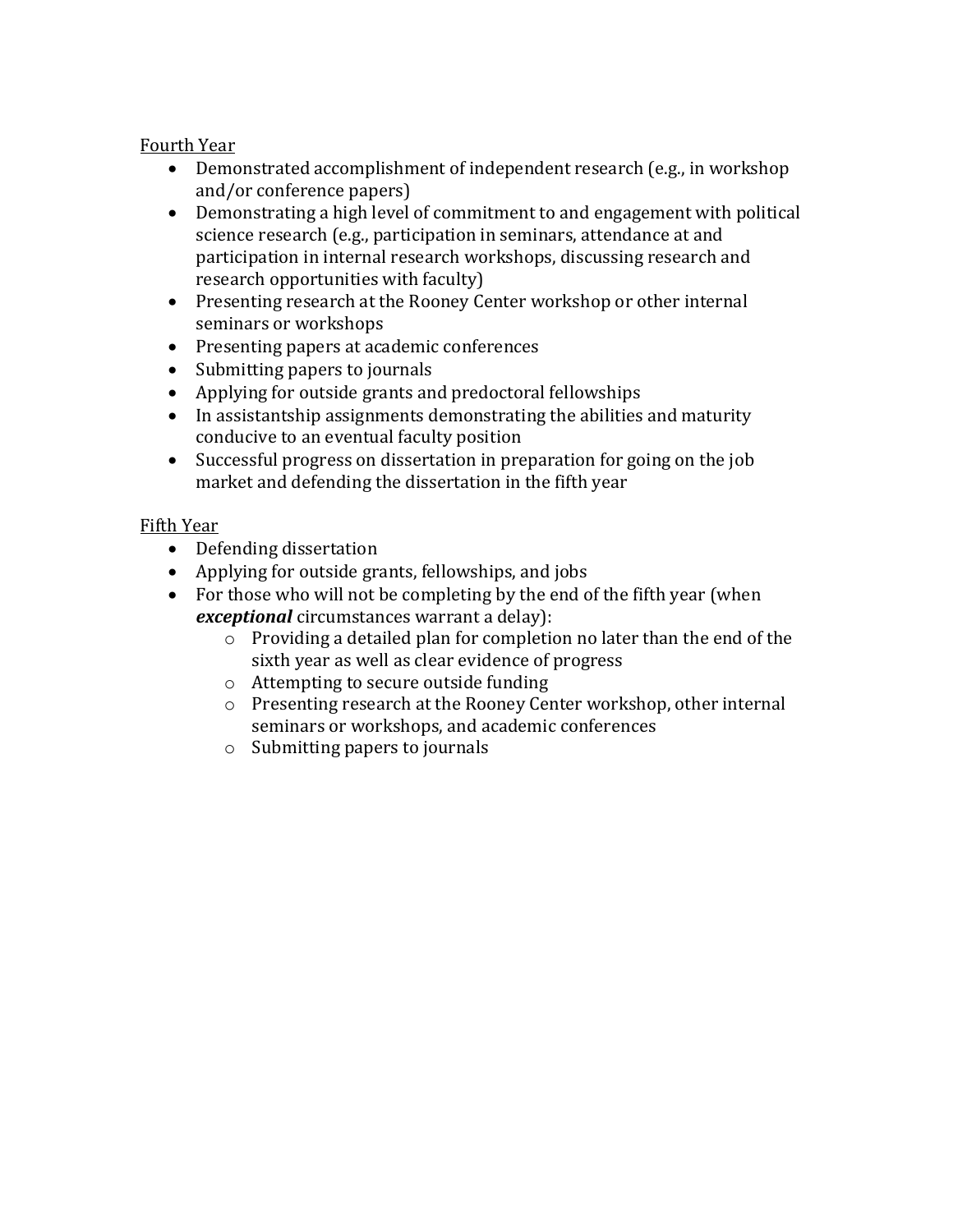<u>Fourth Year</u>

- Demonstrated accomplishment of independent research (e.g., in workshop and/or conference papers)
- Demonstrating a high level of commitment to and engagement with political science research (e.g., participation in seminars, attendance at and participation in internal research workshops, discussing research and research opportunities with faculty)
- Presenting research at the Rooney Center workshop or other internal seminars or workshops
- Presenting papers at academic conferences
- Submitting papers to journals
- Applying for outside grants and predoctoral fellowships
- In assistantship assignments demonstrating the abilities and maturity conducive to an eventual faculty position
- Successful progress on dissertation in preparation for going on the job market and defending the dissertation in the fifth year

<u>Fifth Year</u>

- Defending dissertation
- Applying for outside grants, fellowships, and jobs
- For those who will not be completing by the end of the fifth year (when ***exceptional*** circumstances warrant a delay):
  - Providing a detailed plan for completion no later than the end of the sixth year as well as clear evidence of progress
  - Attempting to secure outside funding
  - Presenting research at the Rooney Center workshop, other internal seminars or workshops, and academic conferences
  - Submitting papers to journals